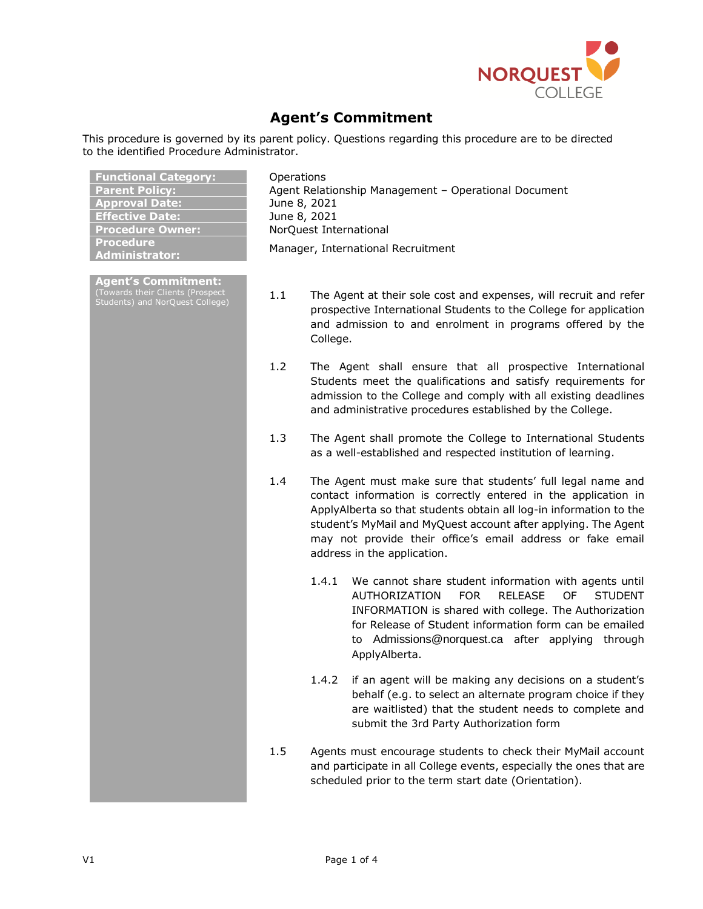# Agent's Commitment

This procedure is governed by its parent policy. Questions regarding this procedure are to be directed to the identified Procedure Administrator.

| | |
|---|---|
| **Functional Category:** | Operations |
| **Parent Policy:** | Agent Relationship Management – Operational Document |
| **Approval Date:** | June 8, 2021 |
| **Effective Date:** | June 8, 2021 |
| **Procedure Owner:** | NorQuest International |
| **Procedure Administrator:** | Manager, International Recruitment |

**Agent's Commitment:**
(Towards their Clients (Prospect Students) and NorQuest College)

1.1 The Agent at their sole cost and expenses, will recruit and refer prospective International Students to the College for application and admission to and enrolment in programs offered by the College.

1.2 The Agent shall ensure that all prospective International Students meet the qualifications and satisfy requirements for admission to the College and comply with all existing deadlines and administrative procedures established by the College.

1.3 The Agent shall promote the College to International Students as a well-established and respected institution of learning.

1.4 The Agent must make sure that students' full legal name and contact information is correctly entered in the application in ApplyAlberta so that students obtain all log-in information to the student's MyMail and MyQuest account after applying. The Agent may not provide their office's email address or fake email address in the application.

1.4.1 We cannot share student information with agents until AUTHORIZATION FOR RELEASE OF STUDENT INFORMATION is shared with college. The Authorization for Release of Student information form can be emailed to Admissions@norquest.ca after applying through ApplyAlberta.

1.4.2 if an agent will be making any decisions on a student's behalf (e.g. to select an alternate program choice if they are waitlisted) that the student needs to complete and submit the 3rd Party Authorization form

1.5 Agents must encourage students to check their MyMail account and participate in all College events, especially the ones that are scheduled prior to the term start date (Orientation).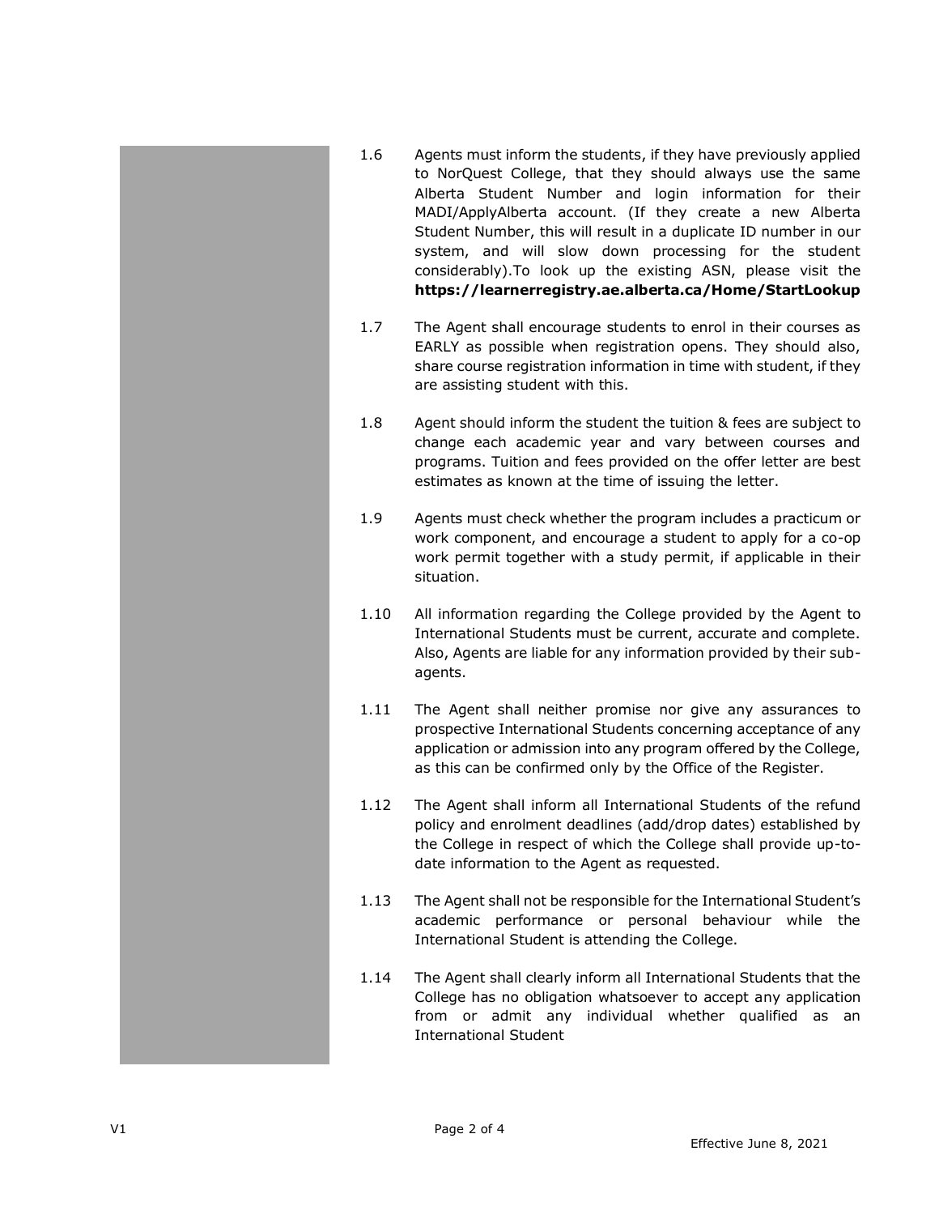1.6 Agents must inform the students, if they have previously applied to NorQuest College, that they should always use the same Alberta Student Number and login information for their MADI/ApplyAlberta account. (If they create a new Alberta Student Number, this will result in a duplicate ID number in our system, and will slow down processing for the student considerably).To look up the existing ASN, please visit the **https://learnerregistry.ae.alberta.ca/Home/StartLookup**

1.7 The Agent shall encourage students to enrol in their courses as EARLY as possible when registration opens. They should also, share course registration information in time with student, if they are assisting student with this.

1.8 Agent should inform the student the tuition & fees are subject to change each academic year and vary between courses and programs. Tuition and fees provided on the offer letter are best estimates as known at the time of issuing the letter.

1.9 Agents must check whether the program includes a practicum or work component, and encourage a student to apply for a co-op work permit together with a study permit, if applicable in their situation.

1.10 All information regarding the College provided by the Agent to International Students must be current, accurate and complete. Also, Agents are liable for any information provided by their sub-agents.

1.11 The Agent shall neither promise nor give any assurances to prospective International Students concerning acceptance of any application or admission into any program offered by the College, as this can be confirmed only by the Office of the Register.

1.12 The Agent shall inform all International Students of the refund policy and enrolment deadlines (add/drop dates) established by the College in respect of which the College shall provide up-to-date information to the Agent as requested.

1.13 The Agent shall not be responsible for the International Student's academic performance or personal behaviour while the International Student is attending the College.

1.14 The Agent shall clearly inform all International Students that the College has no obligation whatsoever to accept any application from or admit any individual whether qualified as an International Student

V1

Effective June 8, 2021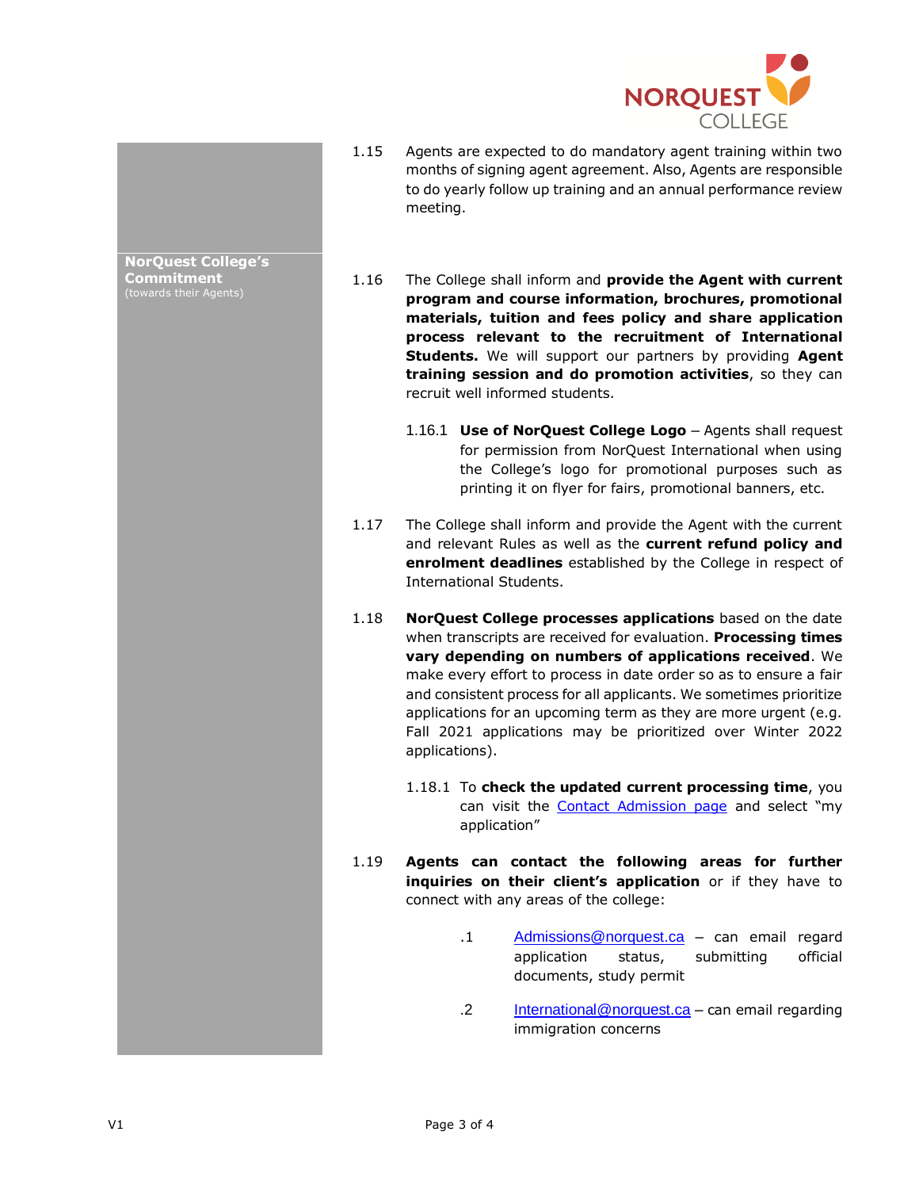1.15 Agents are expected to do mandatory agent training within two months of signing agent agreement. Also, Agents are responsible to do yearly follow up training and an annual performance review meeting.

## NorQuest College's Commitment

(towards their Agents)

1.16 The College shall inform and **provide the Agent with current program and course information, brochures, promotional materials, tuition and fees policy and share application process relevant to the recruitment of International Students.** We will support our partners by providing **Agent training session and do promotion activities**, so they can recruit well informed students.

1.16.1 **Use of NorQuest College Logo** – Agents shall request for permission from NorQuest International when using the College's logo for promotional purposes such as printing it on flyer for fairs, promotional banners, etc.

1.17 The College shall inform and provide the Agent with the current and relevant Rules as well as the **current refund policy and enrolment deadlines** established by the College in respect of International Students.

1.18 **NorQuest College processes applications** based on the date when transcripts are received for evaluation. **Processing times vary depending on numbers of applications received**. We make every effort to process in date order so as to ensure a fair and consistent process for all applicants. We sometimes prioritize applications for an upcoming term as they are more urgent (e.g. Fall 2021 applications may be prioritized over Winter 2022 applications).

1.18.1 To **check the updated current processing time**, you can visit the Contact Admission page and select "my application"

1.19 **Agents can contact the following areas for further inquiries on their client's application** or if they have to connect with any areas of the college:

.1 Admissions@norquest.ca – can email regard application status, submitting official documents, study permit

.2 International@norquest.ca – can email regarding immigration concerns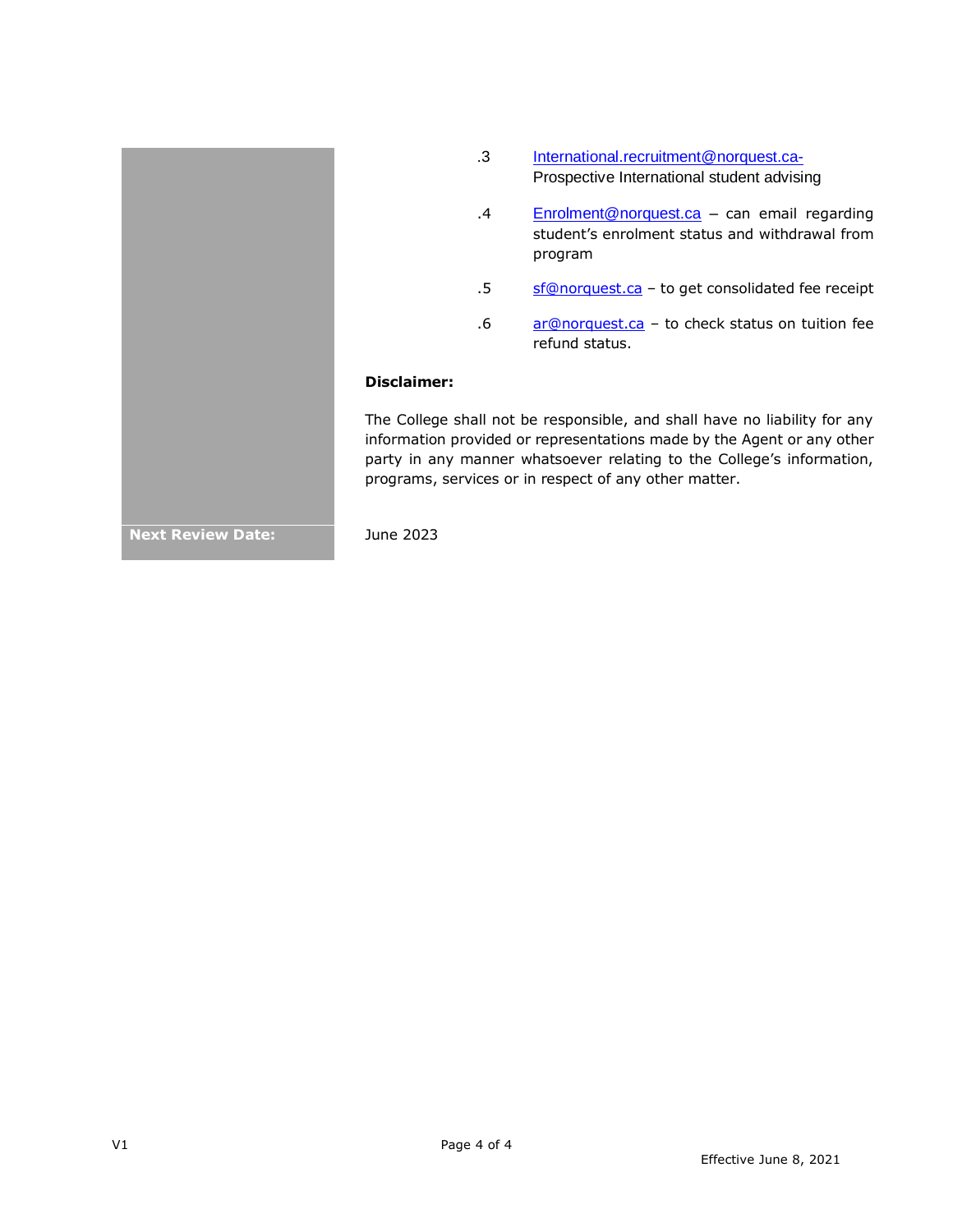.3 International.recruitment@norquest.ca- Prospective International student advising

.4 Enrolment@norquest.ca – can email regarding student's enrolment status and withdrawal from program

.5 sf@norquest.ca – to get consolidated fee receipt

.6 ar@norquest.ca – to check status on tuition fee refund status.

**Disclaimer:**

The College shall not be responsible, and shall have no liability for any information provided or representations made by the Agent or any other party in any manner whatsoever relating to the College's information, programs, services or in respect of any other matter.

| | |
|---|---|
| **Next Review Date:** | June 2023 |

V1

Effective June 8, 2021